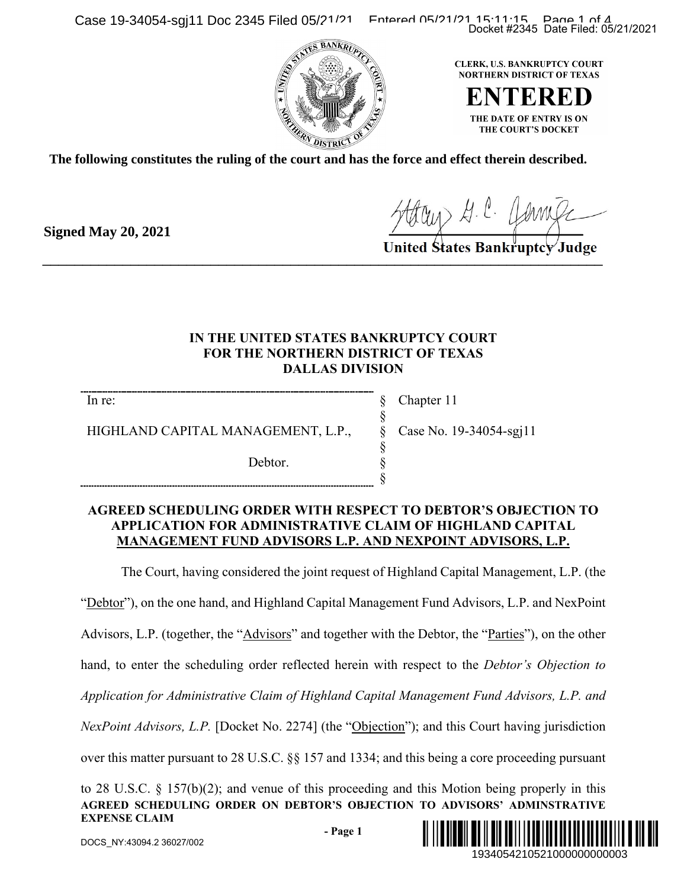CLERK, U.S. BANKRUPTCY COURT
NORTHERN DISTRICT OF TEXAS

**ENTERED**

THE DATE OF ENTRY IS ON THE COURT'S DOCKET

**The following constitutes the ruling of the court and has the force and effect therein described.**

**Signed May 20, 2021**

**United States Bankruptcy Judge**

---

**IN THE UNITED STATES BANKRUPTCY COURT**
**FOR THE NORTHERN DISTRICT OF TEXAS**
**DALLAS DIVISION**

| | | |
|---|---|---|
| In re: | § | Chapter 11 |
| | § | |
| HIGHLAND CAPITAL MANAGEMENT, L.P., | § | Case No. 19-34054-sgj11 |
| | § | |
| Debtor. | § | |
| | § | |

**AGREED SCHEDULING ORDER WITH RESPECT TO DEBTOR'S OBJECTION TO APPLICATION FOR ADMINISTRATIVE CLAIM OF HIGHLAND CAPITAL MANAGEMENT FUND ADVISORS L.P. AND NEXPOINT ADVISORS, L.P.**

The Court, having considered the joint request of Highland Capital Management, L.P. (the "Debtor"), on the one hand, and Highland Capital Management Fund Advisors, L.P. and NexPoint Advisors, L.P. (together, the "Advisors" and together with the Debtor, the "Parties"), on the other hand, to enter the scheduling order reflected herein with respect to the *Debtor's Objection to Application for Administrative Claim of Highland Capital Management Fund Advisors, L.P. and NexPoint Advisors, L.P.* [Docket No. 2274] (the "Objection"); and this Court having jurisdiction over this matter pursuant to 28 U.S.C. §§ 157 and 1334; and this being a core proceeding pursuant to 28 U.S.C. § 157(b)(2); and venue of this proceeding and this Motion being properly in this

**AGREED SCHEDULING ORDER ON DEBTOR'S OBJECTION TO ADVISORS' ADMINSTRATIVE EXPENSE CLAIM**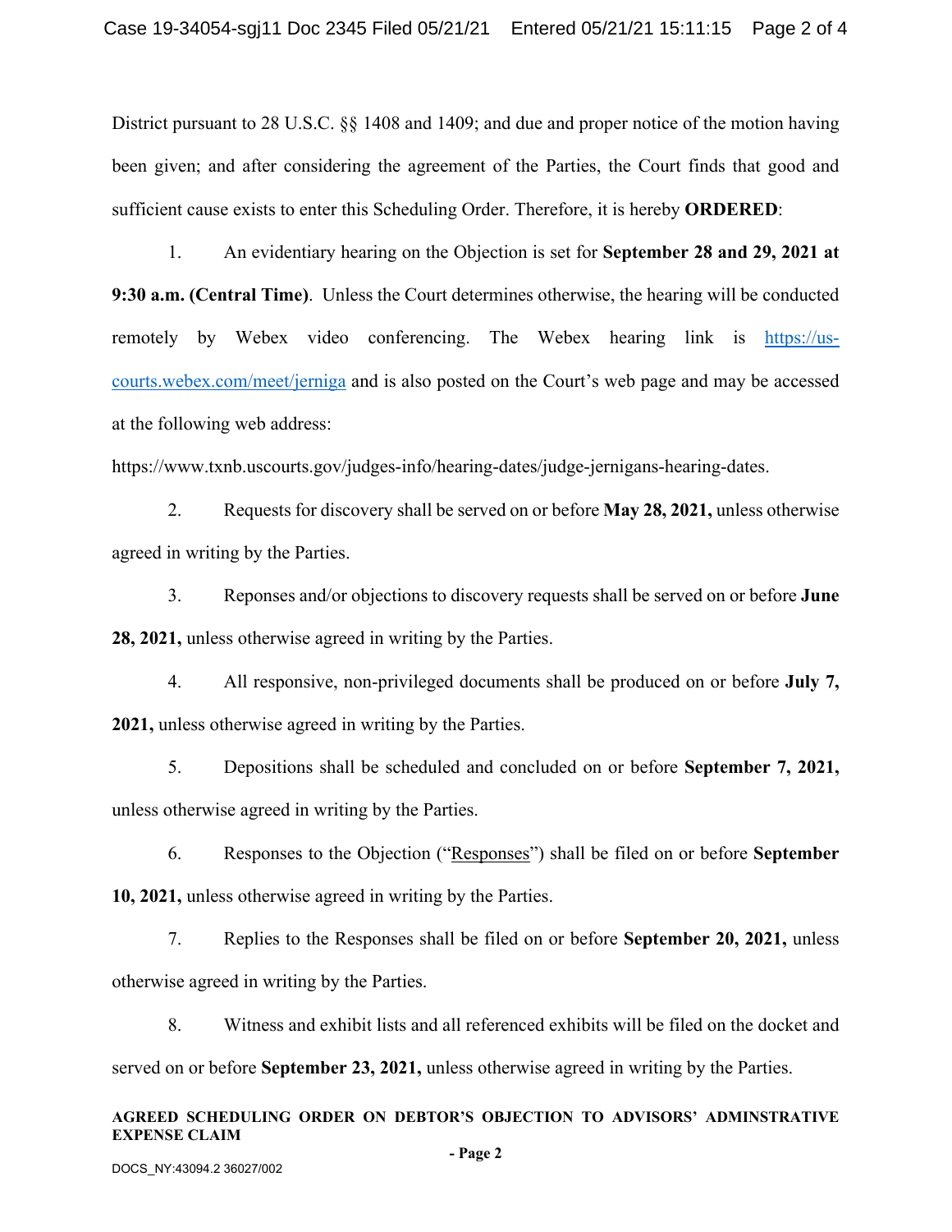District pursuant to 28 U.S.C. §§ 1408 and 1409; and due and proper notice of the motion having been given; and after considering the agreement of the Parties, the Court finds that good and sufficient cause exists to enter this Scheduling Order. Therefore, it is hereby **ORDERED**:

1. An evidentiary hearing on the Objection is set for **September 28 and 29, 2021 at 9:30 a.m. (Central Time)**. Unless the Court determines otherwise, the hearing will be conducted remotely by Webex video conferencing. The Webex hearing link is https://us-courts.webex.com/meet/jerniga and is also posted on the Court's web page and may be accessed at the following web address: https://www.txnb.uscourts.gov/judges-info/hearing-dates/judge-jernigans-hearing-dates.

2. Requests for discovery shall be served on or before **May 28, 2021,** unless otherwise agreed in writing by the Parties.

3. Reponses and/or objections to discovery requests shall be served on or before **June 28, 2021,** unless otherwise agreed in writing by the Parties.

4. All responsive, non-privileged documents shall be produced on or before **July 7, 2021,** unless otherwise agreed in writing by the Parties.

5. Depositions shall be scheduled and concluded on or before **September 7, 2021,** unless otherwise agreed in writing by the Parties.

6. Responses to the Objection ("Responses") shall be filed on or before **September 10, 2021,** unless otherwise agreed in writing by the Parties.

7. Replies to the Responses shall be filed on or before **September 20, 2021,** unless otherwise agreed in writing by the Parties.

8. Witness and exhibit lists and all referenced exhibits will be filed on the docket and served on or before **September 23, 2021,** unless otherwise agreed in writing by the Parties.

**AGREED SCHEDULING ORDER ON DEBTOR'S OBJECTION TO ADVISORS' ADMINSTRATIVE EXPENSE CLAIM**

DOCS_NY:43094.2 36027/002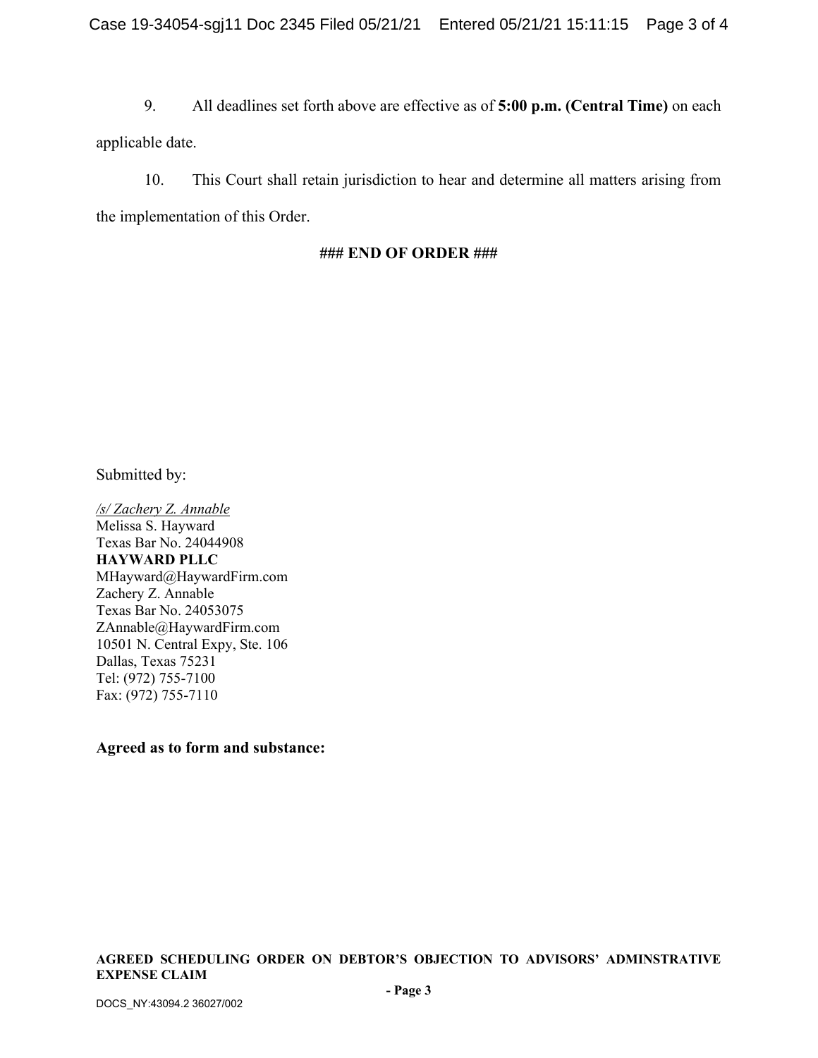9. All deadlines set forth above are effective as of **5:00 p.m. (Central Time)** on each applicable date.

10. This Court shall retain jurisdiction to hear and determine all matters arising from the implementation of this Order.

**### END OF ORDER ###**

Submitted by:

*/s/ Zachery Z. Annable*
Melissa S. Hayward
Texas Bar No. 24044908
**HAYWARD PLLC**
MHayward@HaywardFirm.com
Zachery Z. Annable
Texas Bar No. 24053075
ZAnnable@HaywardFirm.com
10501 N. Central Expy, Ste. 106
Dallas, Texas 75231
Tel: (972) 755-7100
Fax: (972) 755-7110

**Agreed as to form and substance:**

**AGREED SCHEDULING ORDER ON DEBTOR'S OBJECTION TO ADVISORS' ADMINSTRATIVE EXPENSE CLAIM**

DOCS_NY:43094.2 36027/002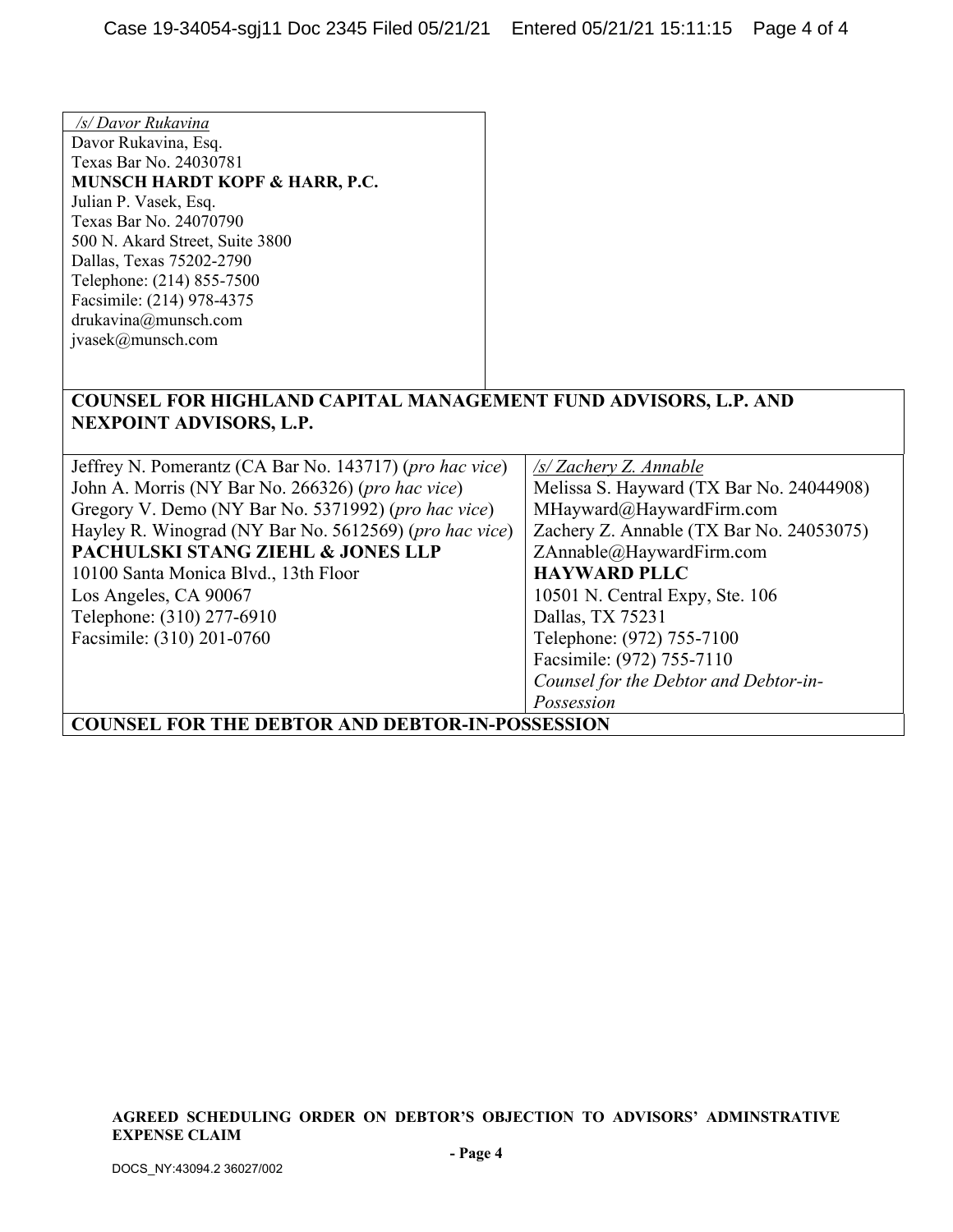*/s/ Davor Rukavina*
Davor Rukavina, Esq.
Texas Bar No. 24030781
**MUNSCH HARDT KOPF & HARR, P.C.**
Julian P. Vasek, Esq.
Texas Bar No. 24070790
500 N. Akard Street, Suite 3800
Dallas, Texas 75202-2790
Telephone: (214) 855-7500
Facsimile: (214) 978-4375
drukavina@munsch.com
jvasek@munsch.com

**COUNSEL FOR HIGHLAND CAPITAL MANAGEMENT FUND ADVISORS, L.P. AND NEXPOINT ADVISORS, L.P.**

| | |
|---|---|
| Jeffrey N. Pomerantz (CA Bar No. 143717) (*pro hac vice*)<br>John A. Morris (NY Bar No. 266326) (*pro hac vice*)<br>Gregory V. Demo (NY Bar No. 5371992) (*pro hac vice*)<br>Hayley R. Winograd (NY Bar No. 5612569) (*pro hac vice*)<br>**PACHULSKI STANG ZIEHL & JONES LLP**<br>10100 Santa Monica Blvd., 13th Floor<br>Los Angeles, CA 90067<br>Telephone: (310) 277-6910<br>Facsimile: (310) 201-0760 | */s/ Zachery Z. Annable*<br>Melissa S. Hayward (TX Bar No. 24044908)<br>MHayward@HaywardFirm.com<br>Zachery Z. Annable (TX Bar No. 24053075)<br>ZAnnable@HaywardFirm.com<br>**HAYWARD PLLC**<br>10501 N. Central Expy, Ste. 106<br>Dallas, TX 75231<br>Telephone: (972) 755-7100<br>Facsimile: (972) 755-7110<br>*Counsel for the Debtor and Debtor-in-Possession* |

**COUNSEL FOR THE DEBTOR AND DEBTOR-IN-POSSESSION**

**AGREED SCHEDULING ORDER ON DEBTOR'S OBJECTION TO ADVISORS' ADMINSTRATIVE EXPENSE CLAIM**

DOCS_NY:43094.2 36027/002